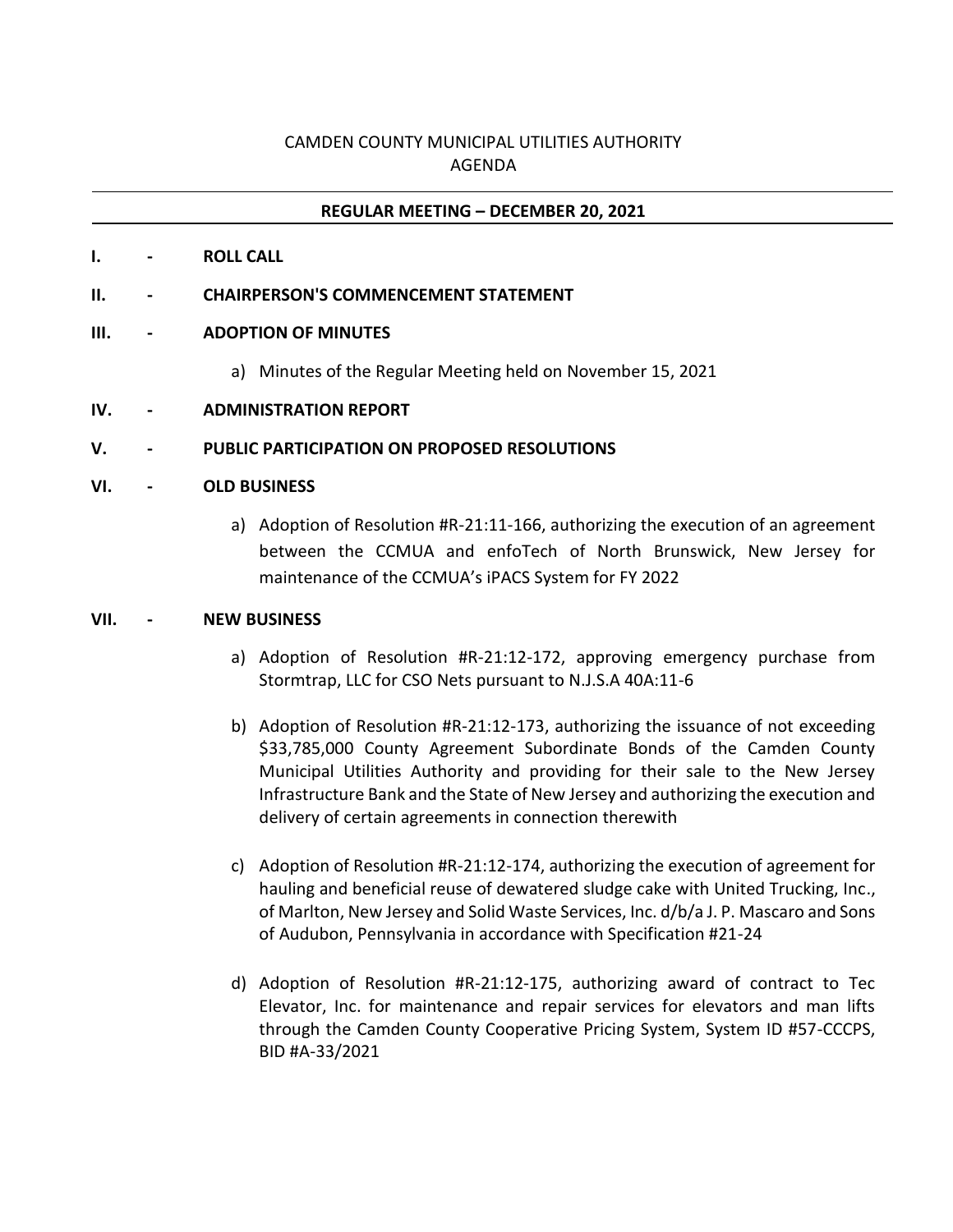# CAMDEN COUNTY MUNICIPAL UTILITIES AUTHORITY
## AGENDA

---

**REGULAR MEETING – DECEMBER 20, 2021**

---

**I. - ROLL CALL**

**II. - CHAIRPERSON'S COMMENCEMENT STATEMENT**

**III. - ADOPTION OF MINUTES**

a) Minutes of the Regular Meeting held on November 15, 2021

**IV. - ADMINISTRATION REPORT**

**V. - PUBLIC PARTICIPATION ON PROPOSED RESOLUTIONS**

**VI. - OLD BUSINESS**

a) Adoption of Resolution #R-21:11-166, authorizing the execution of an agreement between the CCMUA and enfoTech of North Brunswick, New Jersey for maintenance of the CCMUA's iPACS System for FY 2022

**VII. - NEW BUSINESS**

a) Adoption of Resolution #R-21:12-172, approving emergency purchase from Stormtrap, LLC for CSO Nets pursuant to N.J.S.A 40A:11-6

b) Adoption of Resolution #R-21:12-173, authorizing the issuance of not exceeding $33,785,000 County Agreement Subordinate Bonds of the Camden County Municipal Utilities Authority and providing for their sale to the New Jersey Infrastructure Bank and the State of New Jersey and authorizing the execution and delivery of certain agreements in connection therewith

c) Adoption of Resolution #R-21:12-174, authorizing the execution of agreement for hauling and beneficial reuse of dewatered sludge cake with United Trucking, Inc., of Marlton, New Jersey and Solid Waste Services, Inc. d/b/a J. P. Mascaro and Sons of Audubon, Pennsylvania in accordance with Specification #21-24

d) Adoption of Resolution #R-21:12-175, authorizing award of contract to Tec Elevator, Inc. for maintenance and repair services for elevators and man lifts through the Camden County Cooperative Pricing System, System ID #57-CCCPS, BID #A-33/2021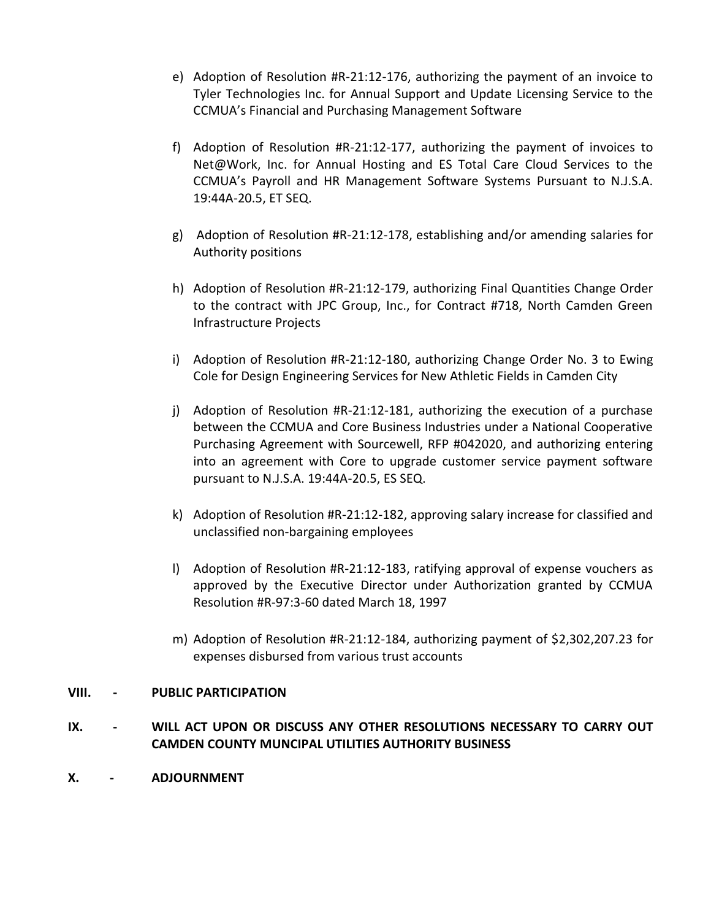e) Adoption of Resolution #R-21:12-176, authorizing the payment of an invoice to Tyler Technologies Inc. for Annual Support and Update Licensing Service to the CCMUA's Financial and Purchasing Management Software

f) Adoption of Resolution #R-21:12-177, authorizing the payment of invoices to Net@Work, Inc. for Annual Hosting and ES Total Care Cloud Services to the CCMUA's Payroll and HR Management Software Systems Pursuant to N.J.S.A. 19:44A-20.5, ET SEQ.

g) Adoption of Resolution #R-21:12-178, establishing and/or amending salaries for Authority positions

h) Adoption of Resolution #R-21:12-179, authorizing Final Quantities Change Order to the contract with JPC Group, Inc., for Contract #718, North Camden Green Infrastructure Projects

i) Adoption of Resolution #R-21:12-180, authorizing Change Order No. 3 to Ewing Cole for Design Engineering Services for New Athletic Fields in Camden City

j) Adoption of Resolution #R-21:12-181, authorizing the execution of a purchase between the CCMUA and Core Business Industries under a National Cooperative Purchasing Agreement with Sourcewell, RFP #042020, and authorizing entering into an agreement with Core to upgrade customer service payment software pursuant to N.J.S.A. 19:44A-20.5, ES SEQ.

k) Adoption of Resolution #R-21:12-182, approving salary increase for classified and unclassified non-bargaining employees

l) Adoption of Resolution #R-21:12-183, ratifying approval of expense vouchers as approved by the Executive Director under Authorization granted by CCMUA Resolution #R-97:3-60 dated March 18, 1997

m) Adoption of Resolution #R-21:12-184, authorizing payment of $2,302,207.23 for expenses disbursed from various trust accounts

**VIII. - PUBLIC PARTICIPATION**

**IX. - WILL ACT UPON OR DISCUSS ANY OTHER RESOLUTIONS NECESSARY TO CARRY OUT CAMDEN COUNTY MUNCIPAL UTILITIES AUTHORITY BUSINESS**

**X. - ADJOURNMENT**